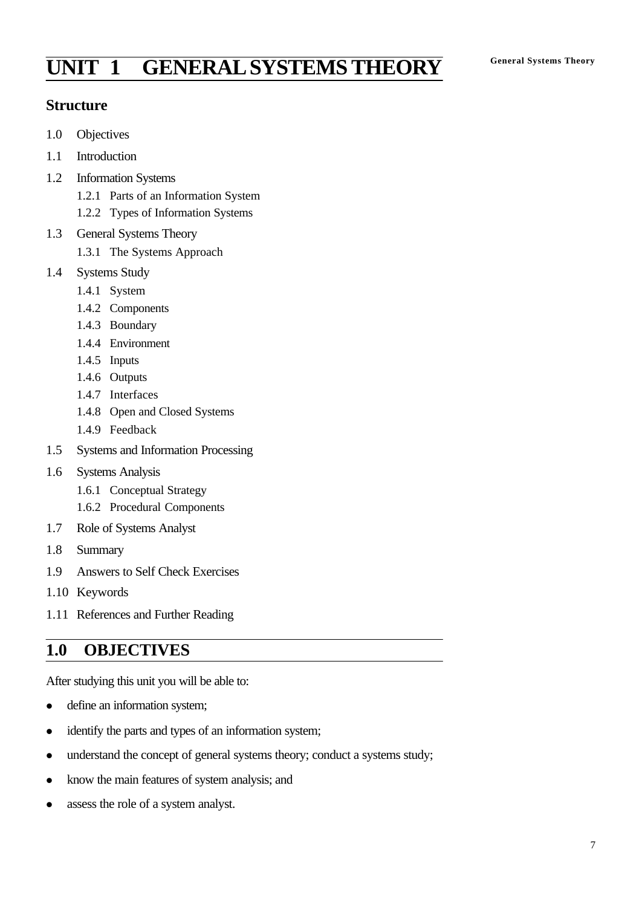# UNIT 1 GENERAL SYSTEMS THEORY

## Structure

1.0 Objectives

1.1 Introduction

1.2 Information Systems

  1.2.1 Parts of an Information System

  1.2.2 Types of Information Systems

1.3 General Systems Theory

  1.3.1 The Systems Approach

1.4 Systems Study

  1.4.1 System

  1.4.2 Components

  1.4.3 Boundary

  1.4.4 Environment

  1.4.5 Inputs

  1.4.6 Outputs

  1.4.7 Interfaces

  1.4.8 Open and Closed Systems

  1.4.9 Feedback

1.5 Systems and Information Processing

1.6 Systems Analysis

  1.6.1 Conceptual Strategy

  1.6.2 Procedural Components

1.7 Role of Systems Analyst

1.8 Summary

1.9 Answers to Self Check Exercises

1.10 Keywords

1.11 References and Further Reading

## 1.0 OBJECTIVES

After studying this unit you will be able to:

- define an information system;
- identify the parts and types of an information system;
- understand the concept of general systems theory; conduct a systems study;
- know the main features of system analysis; and
- assess the role of a system analyst.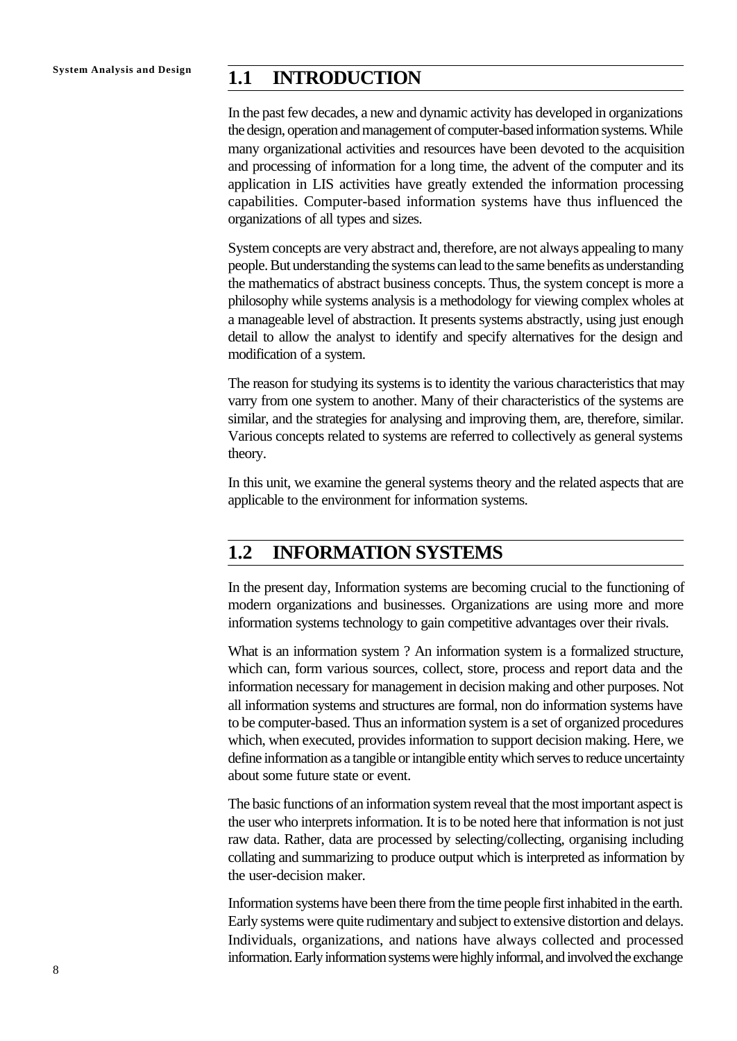## 1.1 INTRODUCTION

In the past few decades, a new and dynamic activity has developed in organizations the design, operation and management of computer-based information systems. While many organizational activities and resources have been devoted to the acquisition and processing of information for a long time, the advent of the computer and its application in LIS activities have greatly extended the information processing capabilities. Computer-based information systems have thus influenced the organizations of all types and sizes.

System concepts are very abstract and, therefore, are not always appealing to many people. But understanding the systems can lead to the same benefits as understanding the mathematics of abstract business concepts. Thus, the system concept is more a philosophy while systems analysis is a methodology for viewing complex wholes at a manageable level of abstraction. It presents systems abstractly, using just enough detail to allow the analyst to identify and specify alternatives for the design and modification of a system.

The reason for studying its systems is to identity the various characteristics that may varry from one system to another. Many of their characteristics of the systems are similar, and the strategies for analysing and improving them, are, therefore, similar. Various concepts related to systems are referred to collectively as general systems theory.

In this unit, we examine the general systems theory and the related aspects that are applicable to the environment for information systems.

## 1.2 INFORMATION SYSTEMS

In the present day, Information systems are becoming crucial to the functioning of modern organizations and businesses. Organizations are using more and more information systems technology to gain competitive advantages over their rivals.

What is an information system ? An information system is a formalized structure, which can, form various sources, collect, store, process and report data and the information necessary for management in decision making and other purposes. Not all information systems and structures are formal, non do information systems have to be computer-based. Thus an information system is a set of organized procedures which, when executed, provides information to support decision making. Here, we define information as a tangible or intangible entity which serves to reduce uncertainty about some future state or event.

The basic functions of an information system reveal that the most important aspect is the user who interprets information. It is to be noted here that information is not just raw data. Rather, data are processed by selecting/collecting, organising including collating and summarizing to produce output which is interpreted as information by the user-decision maker.

Information systems have been there from the time people first inhabited in the earth. Early systems were quite rudimentary and subject to extensive distortion and delays. Individuals, organizations, and nations have always collected and processed information. Early information systems were highly informal, and involved the exchange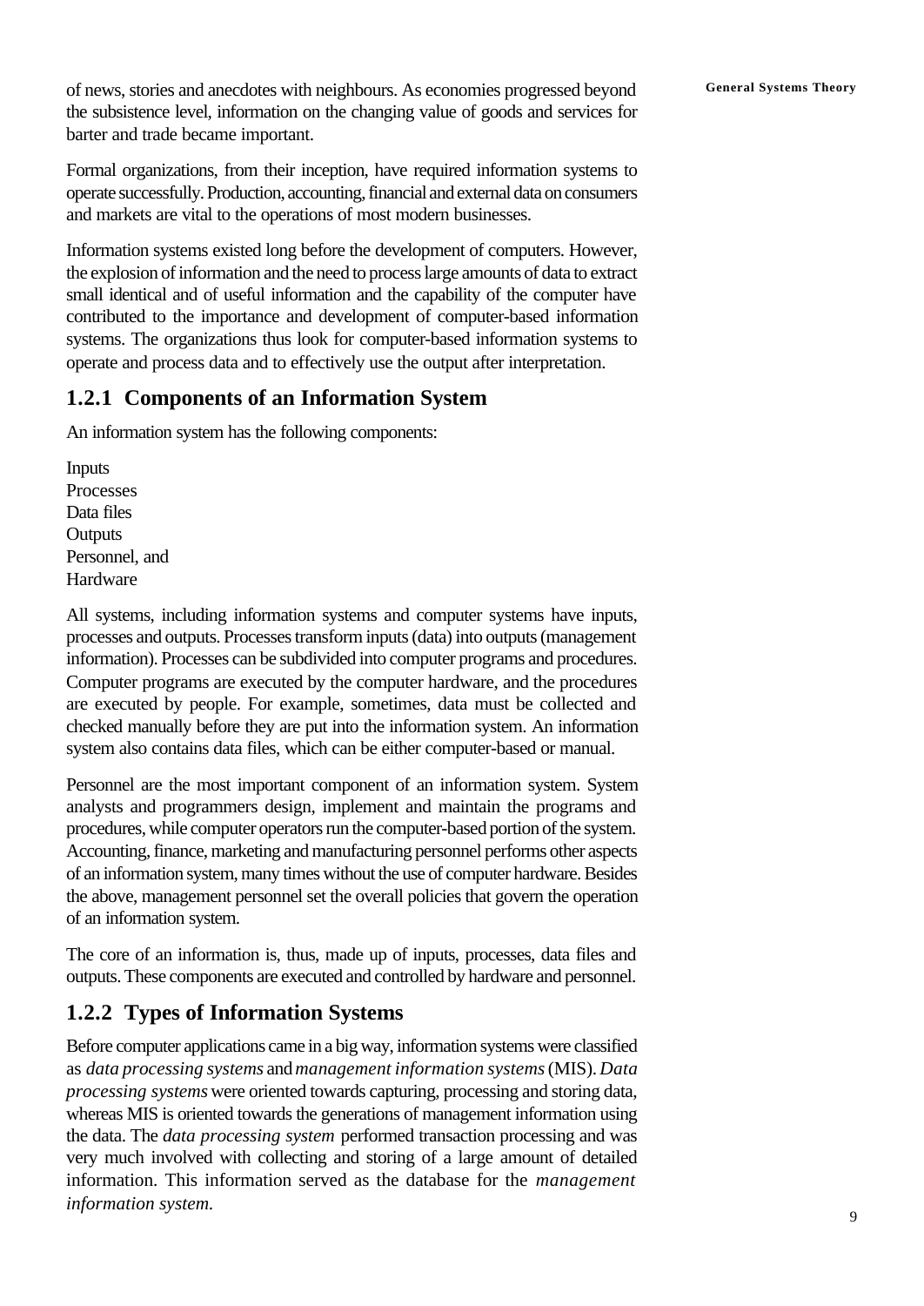of news, stories and anecdotes with neighbours. As economies progressed beyond the subsistence level, information on the changing value of goods and services for barter and trade became important.

Formal organizations, from their inception, have required information systems to operate successfully. Production, accounting, financial and external data on consumers and markets are vital to the operations of most modern businesses.

Information systems existed long before the development of computers. However, the explosion of information and the need to process large amounts of data to extract small identical and of useful information and the capability of the computer have contributed to the importance and development of computer-based information systems. The organizations thus look for computer-based information systems to operate and process data and to effectively use the output after interpretation.

## 1.2.1 Components of an Information System

An information system has the following components:

Inputs
Processes
Data files
Outputs
Personnel, and
Hardware

All systems, including information systems and computer systems have inputs, processes and outputs. Processes transform inputs (data) into outputs (management information). Processes can be subdivided into computer programs and procedures. Computer programs are executed by the computer hardware, and the procedures are executed by people. For example, sometimes, data must be collected and checked manually before they are put into the information system. An information system also contains data files, which can be either computer-based or manual.

Personnel are the most important component of an information system. System analysts and programmers design, implement and maintain the programs and procedures, while computer operators run the computer-based portion of the system. Accounting, finance, marketing and manufacturing personnel performs other aspects of an information system, many times without the use of computer hardware. Besides the above, management personnel set the overall policies that govern the operation of an information system.

The core of an information is, thus, made up of inputs, processes, data files and outputs. These components are executed and controlled by hardware and personnel.

## 1.2.2 Types of Information Systems

Before computer applications came in a big way, information systems were classified as *data processing systems* and *management information systems* (MIS). *Data processing systems* were oriented towards capturing, processing and storing data, whereas MIS is oriented towards the generations of management information using the data. The *data processing system* performed transaction processing and was very much involved with collecting and storing of a large amount of detailed information. This information served as the database for the *management information system.*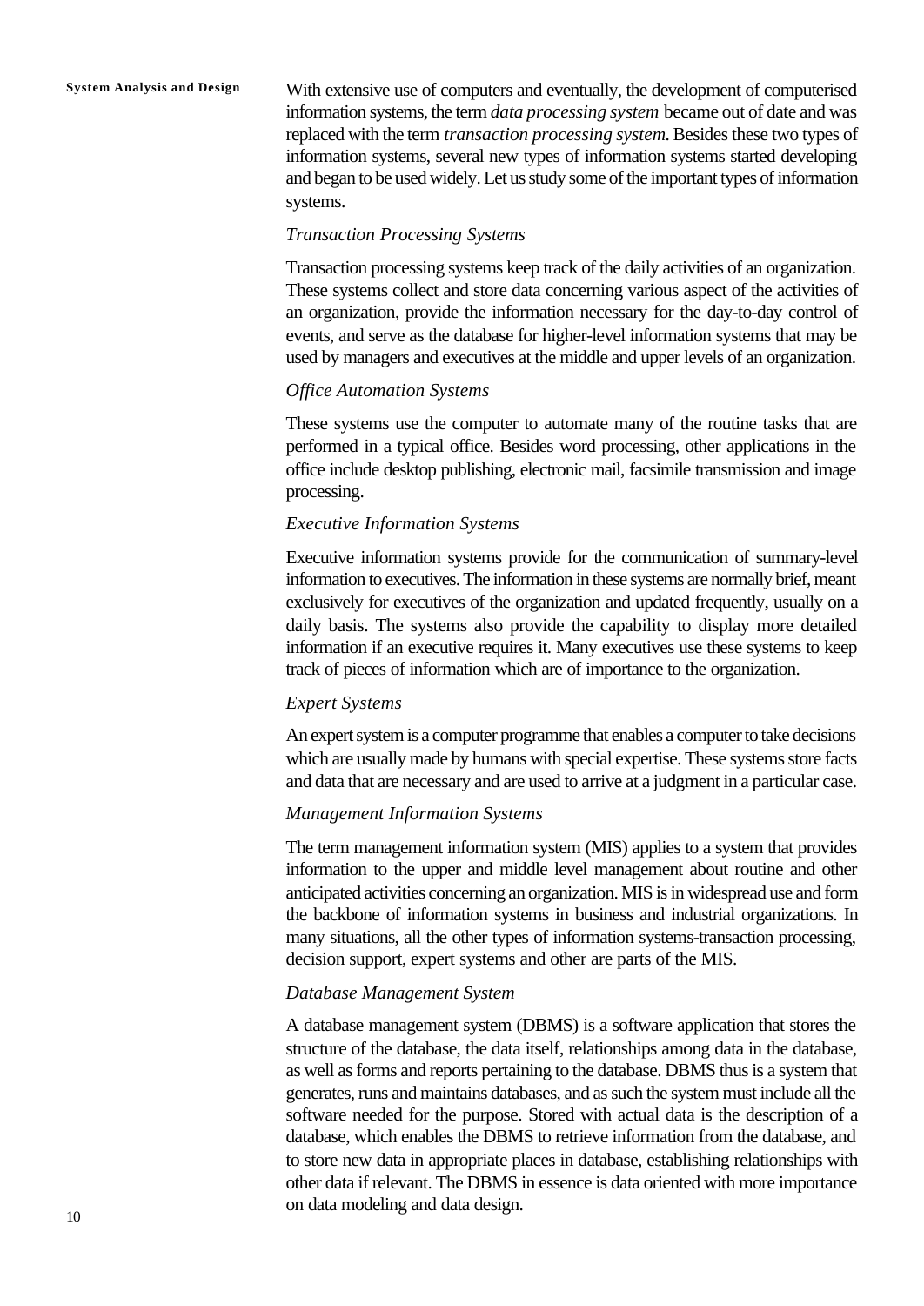With extensive use of computers and eventually, the development of computerised information systems, the term *data processing system* became out of date and was replaced with the term *transaction processing system*. Besides these two types of information systems, several new types of information systems started developing and began to be used widely. Let us study some of the important types of information systems.

*Transaction Processing Systems*

Transaction processing systems keep track of the daily activities of an organization. These systems collect and store data concerning various aspect of the activities of an organization, provide the information necessary for the day-to-day control of events, and serve as the database for higher-level information systems that may be used by managers and executives at the middle and upper levels of an organization.

*Office Automation Systems*

These systems use the computer to automate many of the routine tasks that are performed in a typical office. Besides word processing, other applications in the office include desktop publishing, electronic mail, facsimile transmission and image processing.

*Executive Information Systems*

Executive information systems provide for the communication of summary-level information to executives. The information in these systems are normally brief, meant exclusively for executives of the organization and updated frequently, usually on a daily basis. The systems also provide the capability to display more detailed information if an executive requires it. Many executives use these systems to keep track of pieces of information which are of importance to the organization.

*Expert Systems*

An expert system is a computer programme that enables a computer to take decisions which are usually made by humans with special expertise. These systems store facts and data that are necessary and are used to arrive at a judgment in a particular case.

*Management Information Systems*

The term management information system (MIS) applies to a system that provides information to the upper and middle level management about routine and other anticipated activities concerning an organization. MIS is in widespread use and form the backbone of information systems in business and industrial organizations. In many situations, all the other types of information systems-transaction processing, decision support, expert systems and other are parts of the MIS.

*Database Management System*

A database management system (DBMS) is a software application that stores the structure of the database, the data itself, relationships among data in the database, as well as forms and reports pertaining to the database. DBMS thus is a system that generates, runs and maintains databases, and as such the system must include all the software needed for the purpose. Stored with actual data is the description of a database, which enables the DBMS to retrieve information from the database, and to store new data in appropriate places in database, establishing relationships with other data if relevant. The DBMS in essence is data oriented with more importance on data modeling and data design.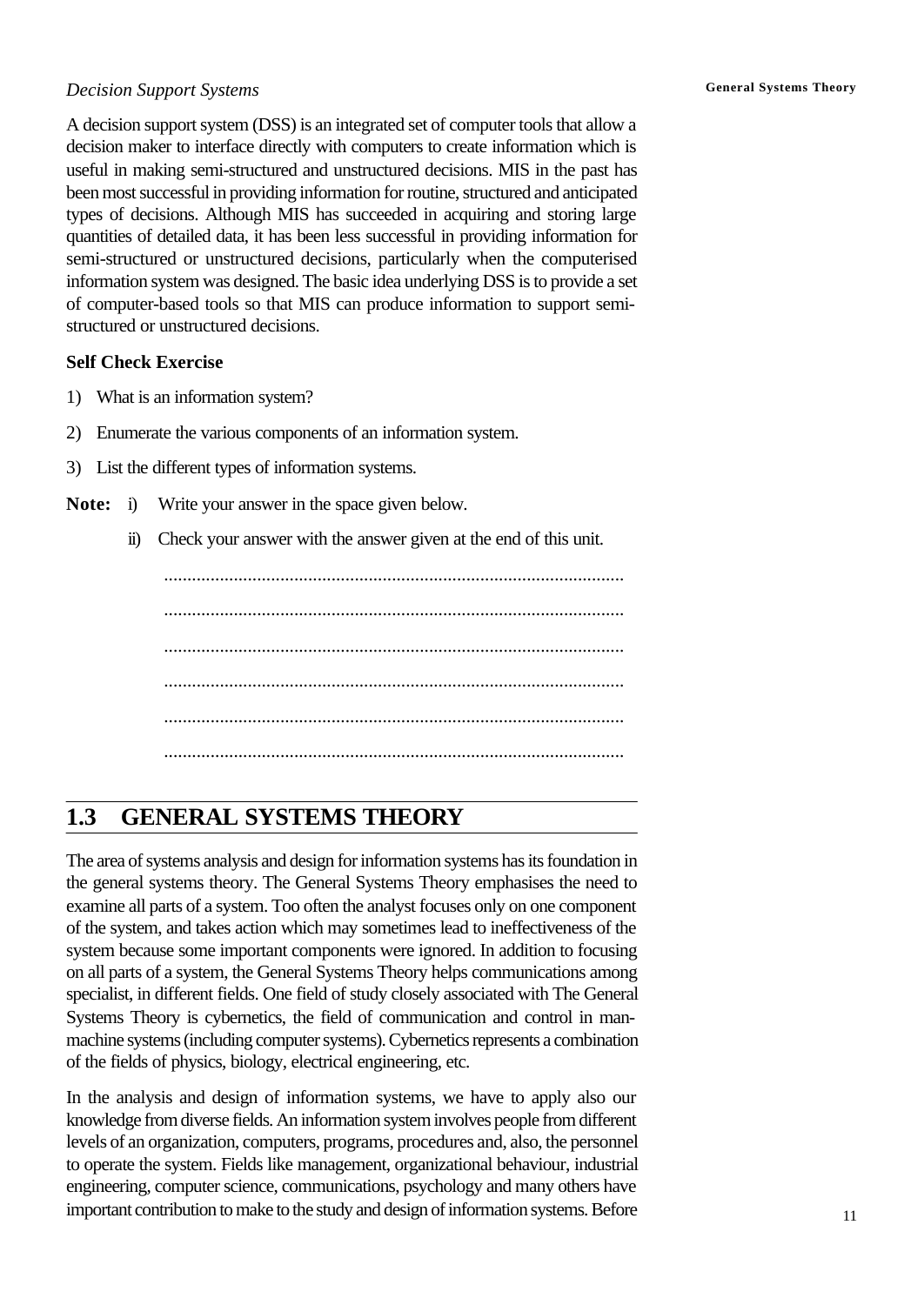*Decision Support Systems*

A decision support system (DSS) is an integrated set of computer tools that allow a decision maker to interface directly with computers to create information which is useful in making semi-structured and unstructured decisions. MIS in the past has been most successful in providing information for routine, structured and anticipated types of decisions. Although MIS has succeeded in acquiring and storing large quantities of detailed data, it has been less successful in providing information for semi-structured or unstructured decisions, particularly when the computerised information system was designed. The basic idea underlying DSS is to provide a set of computer-based tools so that MIS can produce information to support semi-structured or unstructured decisions.

**Self Check Exercise**

1) What is an information system?
2) Enumerate the various components of an information system.
3) List the different types of information systems.

**Note:** i) Write your answer in the space given below.

ii) Check your answer with the answer given at the end of this unit.

..................................................................................................

..................................................................................................

..................................................................................................

..................................................................................................

..................................................................................................

..................................................................................................

## 1.3 GENERAL SYSTEMS THEORY

The area of systems analysis and design for information systems has its foundation in the general systems theory. The General Systems Theory emphasises the need to examine all parts of a system. Too often the analyst focuses only on one component of the system, and takes action which may sometimes lead to ineffectiveness of the system because some important components were ignored. In addition to focusing on all parts of a system, the General Systems Theory helps communications among specialist, in different fields. One field of study closely associated with The General Systems Theory is cybernetics, the field of communication and control in man-machine systems (including computer systems). Cybernetics represents a combination of the fields of physics, biology, electrical engineering, etc.

In the analysis and design of information systems, we have to apply also our knowledge from diverse fields. An information system involves people from different levels of an organization, computers, programs, procedures and, also, the personnel to operate the system. Fields like management, organizational behaviour, industrial engineering, computer science, communications, psychology and many others have important contribution to make to the study and design of information systems. Before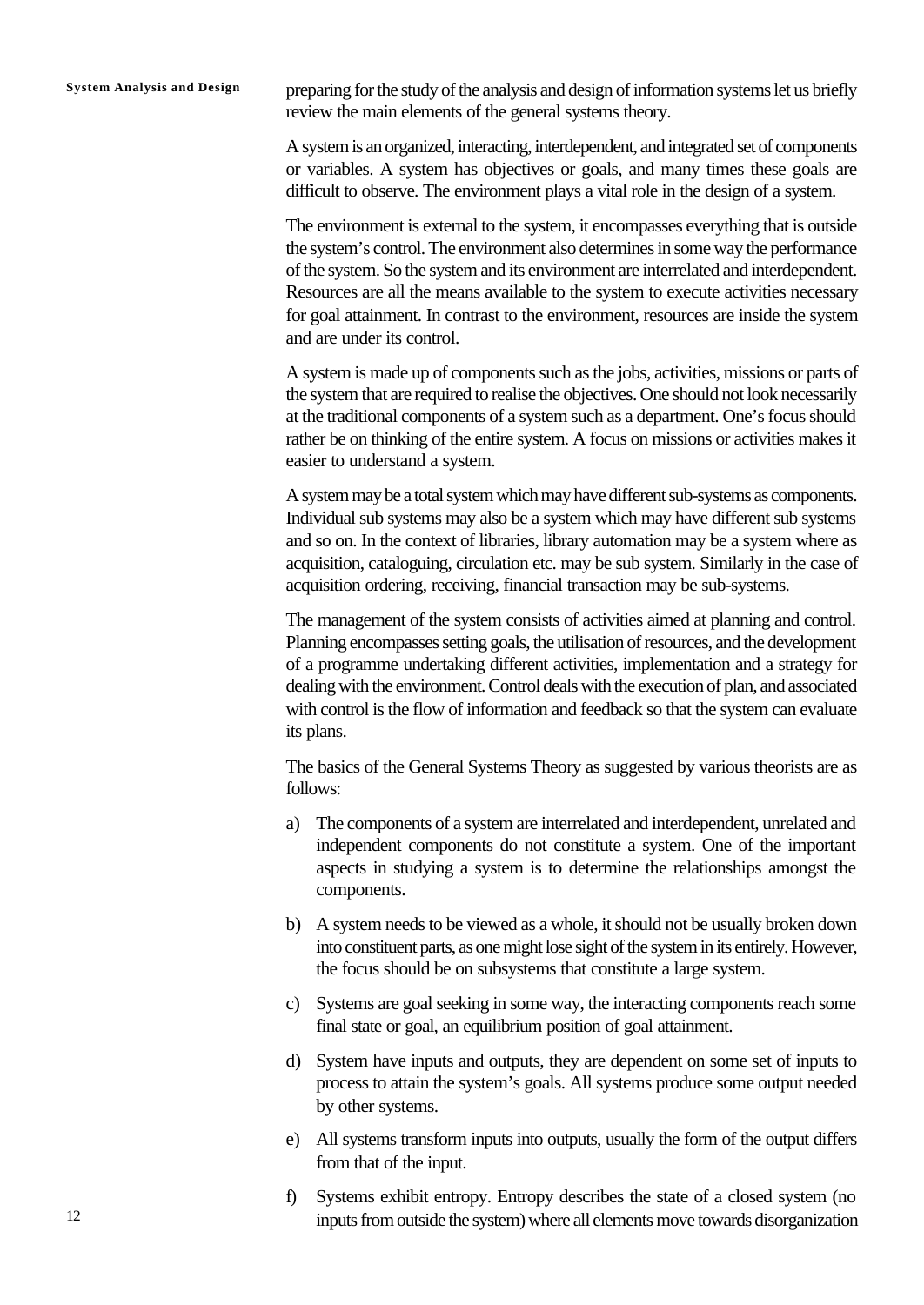preparing for the study of the analysis and design of information systems let us briefly review the main elements of the general systems theory.

A system is an organized, interacting, interdependent, and integrated set of components or variables. A system has objectives or goals, and many times these goals are difficult to observe. The environment plays a vital role in the design of a system.

The environment is external to the system, it encompasses everything that is outside the system's control. The environment also determines in some way the performance of the system. So the system and its environment are interrelated and interdependent. Resources are all the means available to the system to execute activities necessary for goal attainment. In contrast to the environment, resources are inside the system and are under its control.

A system is made up of components such as the jobs, activities, missions or parts of the system that are required to realise the objectives. One should not look necessarily at the traditional components of a system such as a department. One's focus should rather be on thinking of the entire system. A focus on missions or activities makes it easier to understand a system.

A system may be a total system which may have different sub-systems as components. Individual sub systems may also be a system which may have different sub systems and so on. In the context of libraries, library automation may be a system where as acquisition, cataloguing, circulation etc. may be sub system. Similarly in the case of acquisition ordering, receiving, financial transaction may be sub-systems.

The management of the system consists of activities aimed at planning and control. Planning encompasses setting goals, the utilisation of resources, and the development of a programme undertaking different activities, implementation and a strategy for dealing with the environment. Control deals with the execution of plan, and associated with control is the flow of information and feedback so that the system can evaluate its plans.

The basics of the General Systems Theory as suggested by various theorists are as follows:

a) The components of a system are interrelated and interdependent, unrelated and independent components do not constitute a system. One of the important aspects in studying a system is to determine the relationships amongst the components.

b) A system needs to be viewed as a whole, it should not be usually broken down into constituent parts, as one might lose sight of the system in its entirely. However, the focus should be on subsystems that constitute a large system.

c) Systems are goal seeking in some way, the interacting components reach some final state or goal, an equilibrium position of goal attainment.

d) System have inputs and outputs, they are dependent on some set of inputs to process to attain the system's goals. All systems produce some output needed by other systems.

e) All systems transform inputs into outputs, usually the form of the output differs from that of the input.

f) Systems exhibit entropy. Entropy describes the state of a closed system (no inputs from outside the system) where all elements move towards disorganization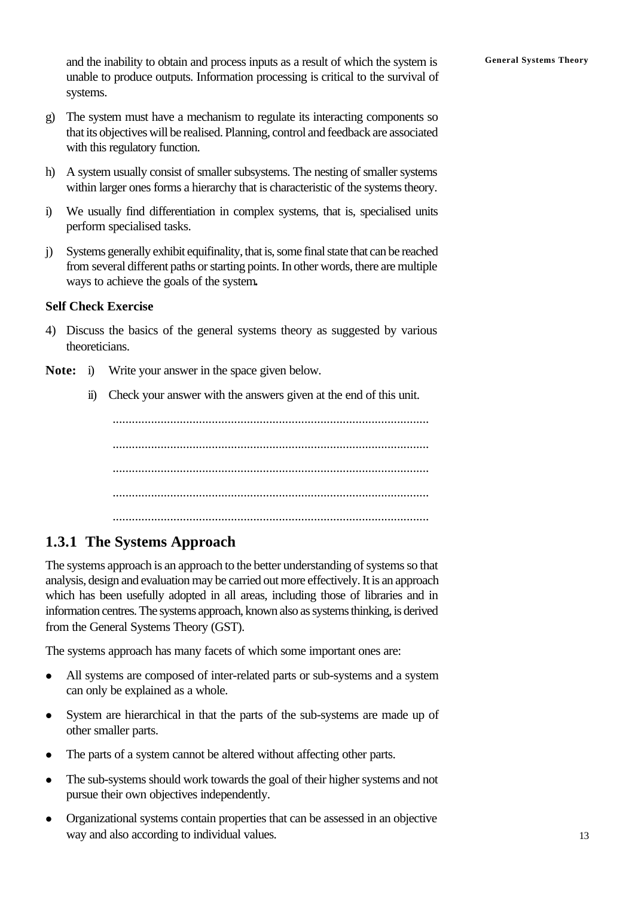and the inability to obtain and process inputs as a result of which the system is unable to produce outputs. Information processing is critical to the survival of systems.

g) The system must have a mechanism to regulate its interacting components so that its objectives will be realised. Planning, control and feedback are associated with this regulatory function.

h) A system usually consist of smaller subsystems. The nesting of smaller systems within larger ones forms a hierarchy that is characteristic of the systems theory.

i) We usually find differentiation in complex systems, that is, specialised units perform specialised tasks.

j) Systems generally exhibit equifinality, that is, some final state that can be reached from several different paths or starting points. In other words, there are multiple ways to achieve the goals of the system**.**

**Self Check Exercise**

4) Discuss the basics of the general systems theory as suggested by various theoreticians.

**Note:** i) Write your answer in the space given below.

ii) Check your answer with the answers given at the end of this unit.

..................................................................................................

..................................................................................................

..................................................................................................

..................................................................................................

..................................................................................................

### 1.3.1 The Systems Approach

The systems approach is an approach to the better understanding of systems so that analysis, design and evaluation may be carried out more effectively. It is an approach which has been usefully adopted in all areas, including those of libraries and in information centres. The systems approach, known also as systems thinking, is derived from the General Systems Theory (GST).

The systems approach has many facets of which some important ones are:

- All systems are composed of inter-related parts or sub-systems and a system can only be explained as a whole.
- System are hierarchical in that the parts of the sub-systems are made up of other smaller parts.
- The parts of a system cannot be altered without affecting other parts.
- The sub-systems should work towards the goal of their higher systems and not pursue their own objectives independently.
- Organizational systems contain properties that can be assessed in an objective way and also according to individual values.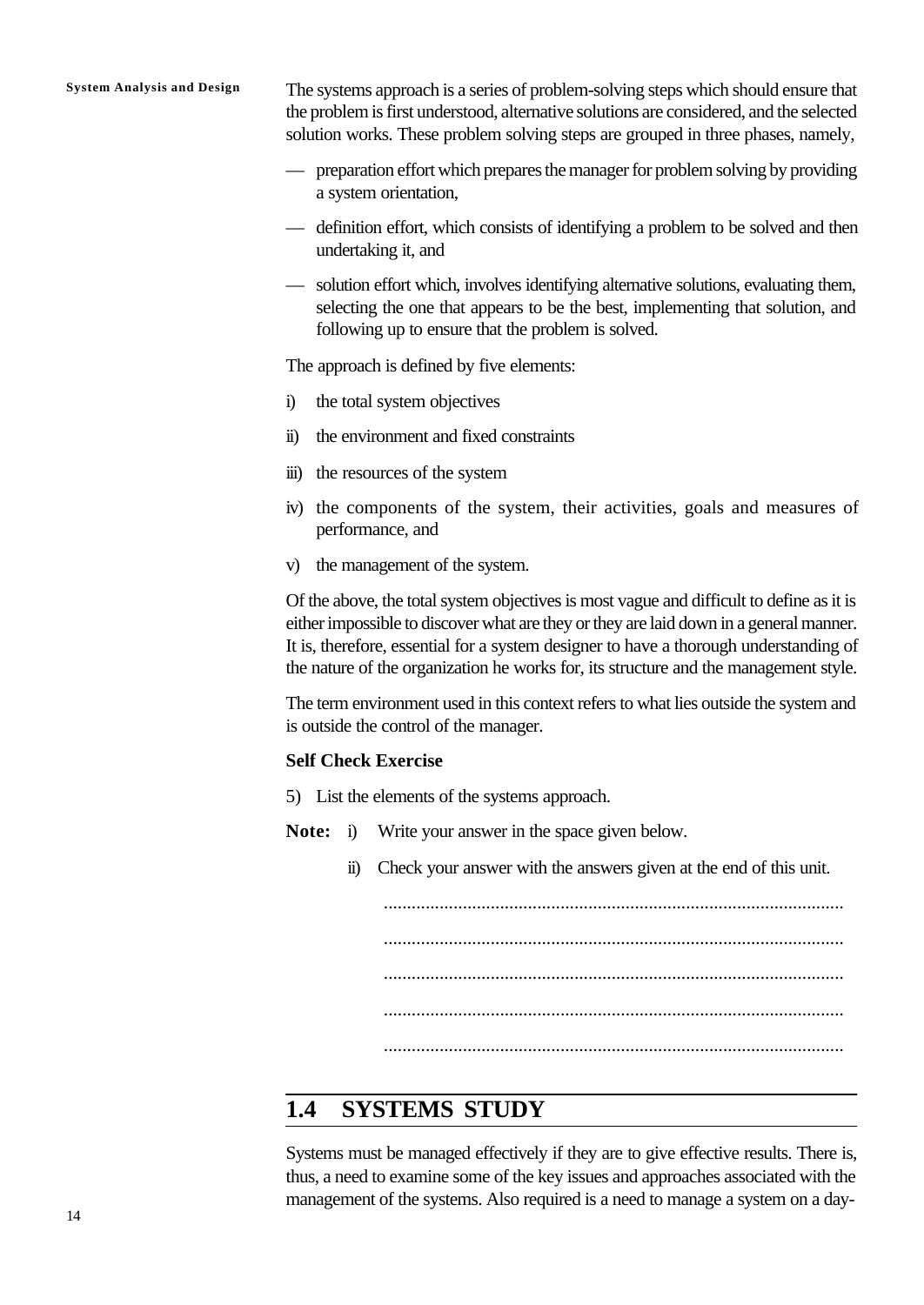The systems approach is a series of problem-solving steps which should ensure that the problem is first understood, alternative solutions are considered, and the selected solution works. These problem solving steps are grouped in three phases, namely,

— preparation effort which prepares the manager for problem solving by providing a system orientation,

— definition effort, which consists of identifying a problem to be solved and then undertaking it, and

— solution effort which, involves identifying alternative solutions, evaluating them, selecting the one that appears to be the best, implementing that solution, and following up to ensure that the problem is solved.

The approach is defined by five elements:

i) the total system objectives

ii) the environment and fixed constraints

iii) the resources of the system

iv) the components of the system, their activities, goals and measures of performance, and

v) the management of the system.

Of the above, the total system objectives is most vague and difficult to define as it is either impossible to discover what are they or they are laid down in a general manner. It is, therefore, essential for a system designer to have a thorough understanding of the nature of the organization he works for, its structure and the management style.

The term environment used in this context refers to what lies outside the system and is outside the control of the manager.

**Self Check Exercise**

5) List the elements of the systems approach.

**Note:** i) Write your answer in the space given below.

ii) Check your answer with the answers given at the end of this unit.

..................................................................................................

..................................................................................................

..................................................................................................

..................................................................................................

..................................................................................................

## 1.4 SYSTEMS STUDY

Systems must be managed effectively if they are to give effective results. There is, thus, a need to examine some of the key issues and approaches associated with the management of the systems. Also required is a need to manage a system on a day-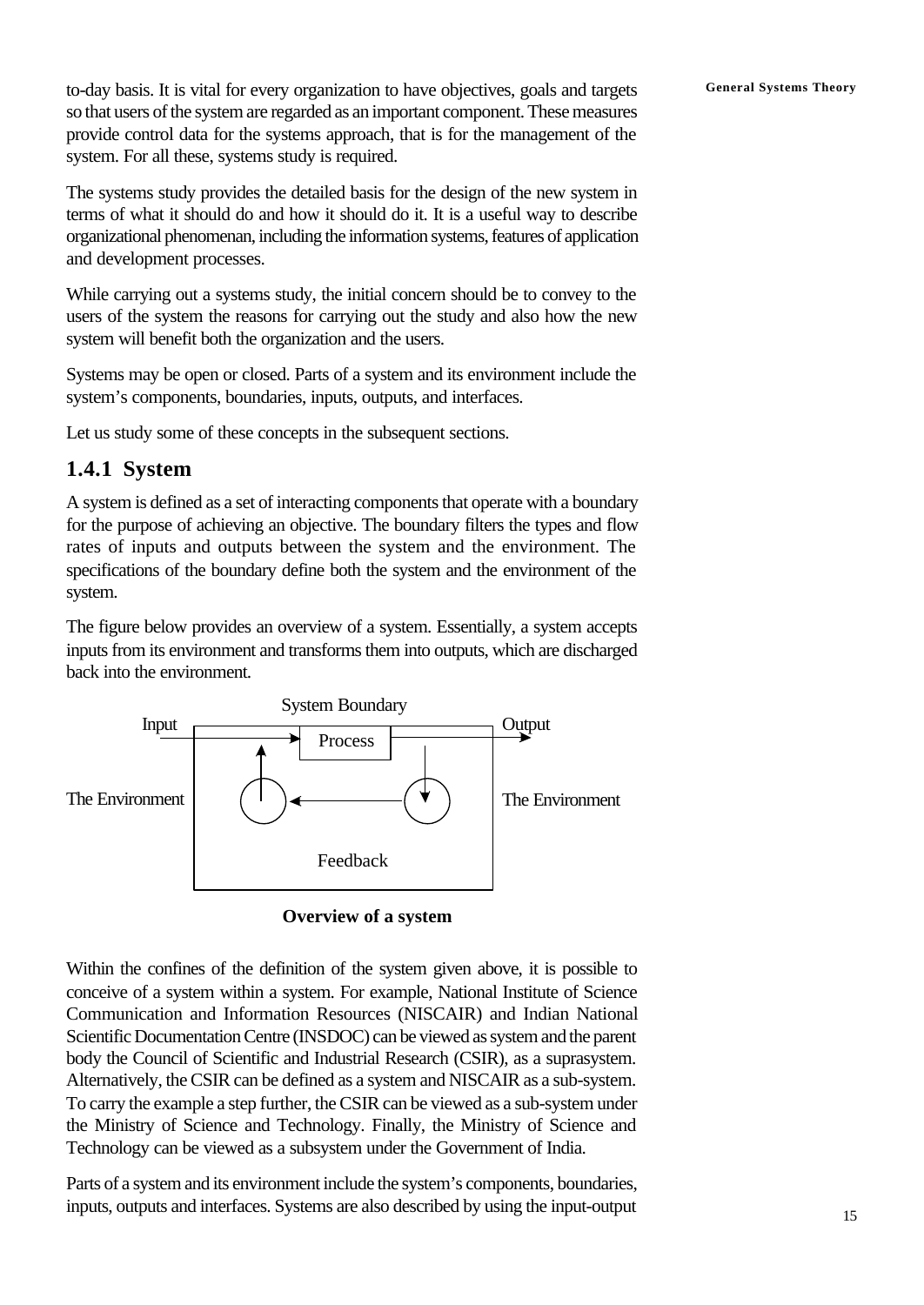to-day basis. It is vital for every organization to have objectives, goals and targets so that users of the system are regarded as an important component. These measures provide control data for the systems approach, that is for the management of the system. For all these, systems study is required.

The systems study provides the detailed basis for the design of the new system in terms of what it should do and how it should do it. It is a useful way to describe organizational phenomenan, including the information systems, features of application and development processes.

While carrying out a systems study, the initial concern should be to convey to the users of the system the reasons for carrying out the study and also how the new system will benefit both the organization and the users.

Systems may be open or closed. Parts of a system and its environment include the system's components, boundaries, inputs, outputs, and interfaces.

Let us study some of these concepts in the subsequent sections.

### 1.4.1 System

A system is defined as a set of interacting components that operate with a boundary for the purpose of achieving an objective. The boundary filters the types and flow rates of inputs and outputs between the system and the environment. The specifications of the boundary define both the system and the environment of the system.

The figure below provides an overview of a system. Essentially, a system accepts inputs from its environment and transforms them into outputs, which are discharged back into the environment.

System Boundary

Input — Process — Output

The Environment — Feedback — The Environment

**Overview of a system**

Within the confines of the definition of the system given above, it is possible to conceive of a system within a system. For example, National Institute of Science Communication and Information Resources (NISCAIR) and Indian National Scientific Documentation Centre (INSDOC) can be viewed as system and the parent body the Council of Scientific and Industrial Research (CSIR), as a suprasystem. Alternatively, the CSIR can be defined as a system and NISCAIR as a sub-system. To carry the example a step further, the CSIR can be viewed as a sub-system under the Ministry of Science and Technology. Finally, the Ministry of Science and Technology can be viewed as a subsystem under the Government of India.

Parts of a system and its environment include the system's components, boundaries, inputs, outputs and interfaces. Systems are also described by using the input-output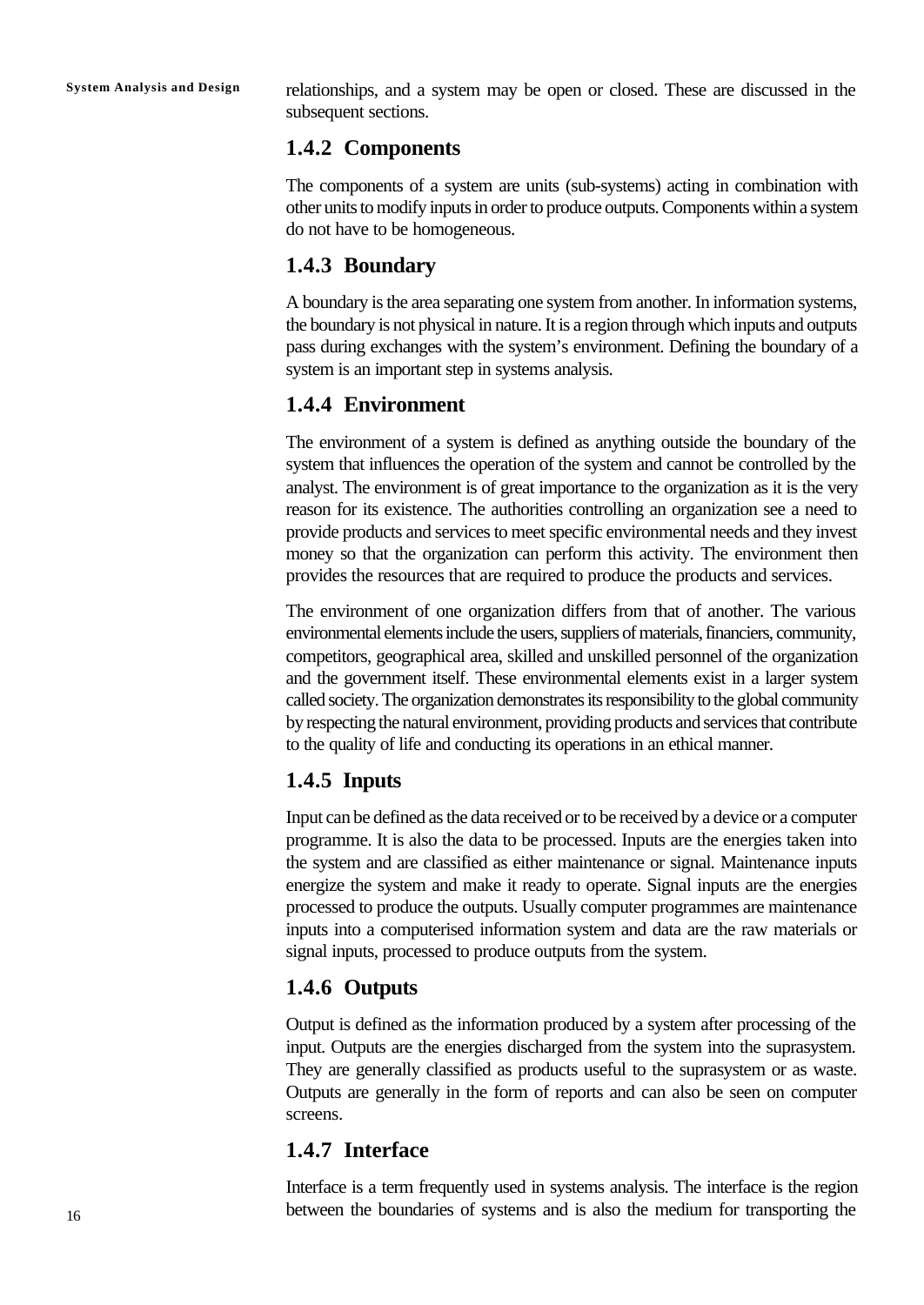relationships, and a system may be open or closed. These are discussed in the subsequent sections.

### 1.4.2 Components

The components of a system are units (sub-systems) acting in combination with other units to modify inputs in order to produce outputs. Components within a system do not have to be homogeneous.

### 1.4.3 Boundary

A boundary is the area separating one system from another. In information systems, the boundary is not physical in nature. It is a region through which inputs and outputs pass during exchanges with the system's environment. Defining the boundary of a system is an important step in systems analysis.

### 1.4.4 Environment

The environment of a system is defined as anything outside the boundary of the system that influences the operation of the system and cannot be controlled by the analyst. The environment is of great importance to the organization as it is the very reason for its existence. The authorities controlling an organization see a need to provide products and services to meet specific environmental needs and they invest money so that the organization can perform this activity. The environment then provides the resources that are required to produce the products and services.

The environment of one organization differs from that of another. The various environmental elements include the users, suppliers of materials, financiers, community, competitors, geographical area, skilled and unskilled personnel of the organization and the government itself. These environmental elements exist in a larger system called society. The organization demonstrates its responsibility to the global community by respecting the natural environment, providing products and services that contribute to the quality of life and conducting its operations in an ethical manner.

### 1.4.5 Inputs

Input can be defined as the data received or to be received by a device or a computer programme. It is also the data to be processed. Inputs are the energies taken into the system and are classified as either maintenance or signal. Maintenance inputs energize the system and make it ready to operate. Signal inputs are the energies processed to produce the outputs. Usually computer programmes are maintenance inputs into a computerised information system and data are the raw materials or signal inputs, processed to produce outputs from the system.

### 1.4.6 Outputs

Output is defined as the information produced by a system after processing of the input. Outputs are the energies discharged from the system into the suprasystem. They are generally classified as products useful to the suprasystem or as waste. Outputs are generally in the form of reports and can also be seen on computer screens.

### 1.4.7 Interface

Interface is a term frequently used in systems analysis. The interface is the region between the boundaries of systems and is also the medium for transporting the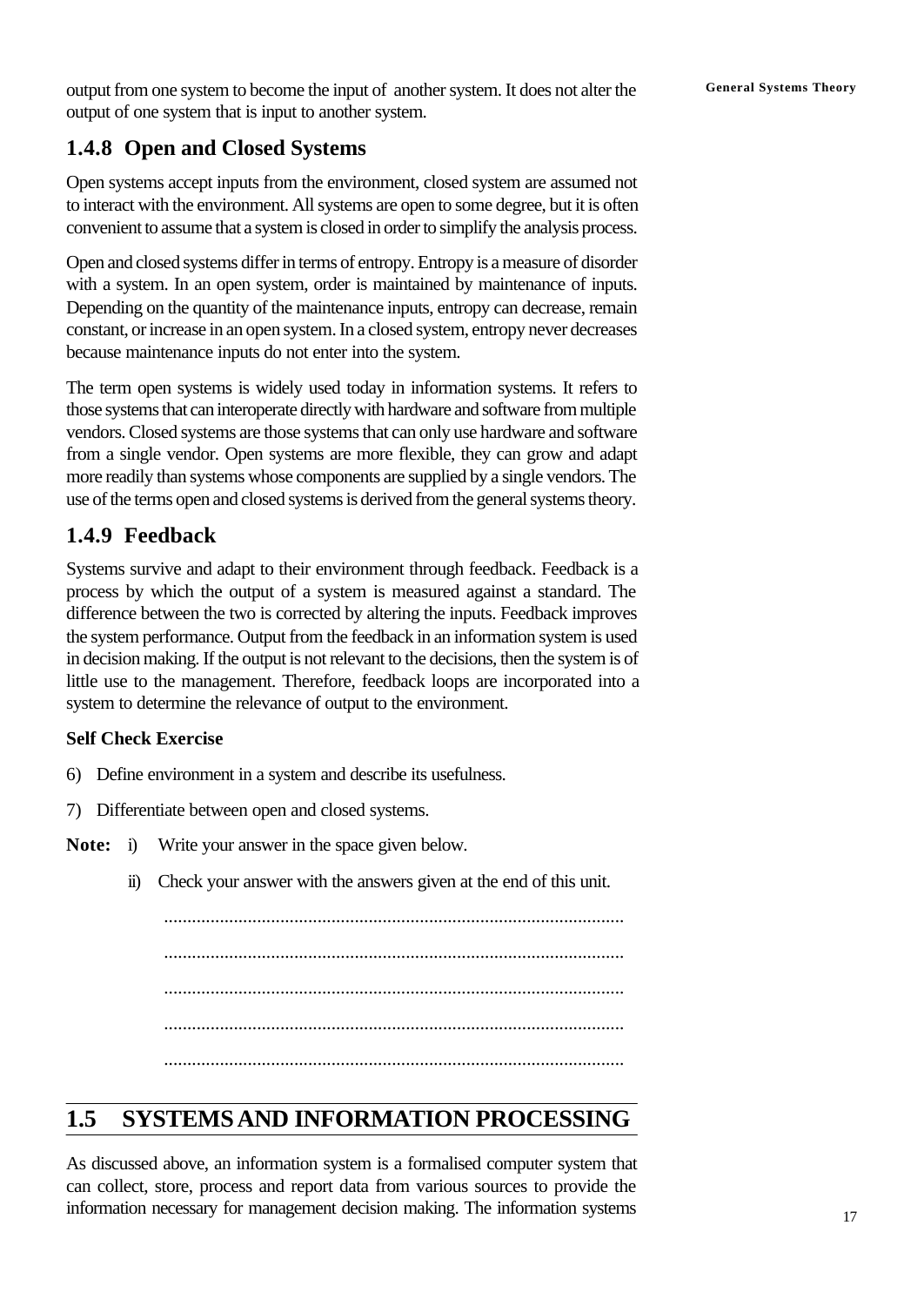output from one system to become the input of another system. It does not alter the output of one system that is input to another system.

### 1.4.8 Open and Closed Systems

Open systems accept inputs from the environment, closed system are assumed not to interact with the environment. All systems are open to some degree, but it is often convenient to assume that a system is closed in order to simplify the analysis process.

Open and closed systems differ in terms of entropy. Entropy is a measure of disorder with a system. In an open system, order is maintained by maintenance of inputs. Depending on the quantity of the maintenance inputs, entropy can decrease, remain constant, or increase in an open system. In a closed system, entropy never decreases because maintenance inputs do not enter into the system.

The term open systems is widely used today in information systems. It refers to those systems that can interoperate directly with hardware and software from multiple vendors. Closed systems are those systems that can only use hardware and software from a single vendor. Open systems are more flexible, they can grow and adapt more readily than systems whose components are supplied by a single vendors. The use of the terms open and closed systems is derived from the general systems theory.

### 1.4.9 Feedback

Systems survive and adapt to their environment through feedback. Feedback is a process by which the output of a system is measured against a standard. The difference between the two is corrected by altering the inputs. Feedback improves the system performance. Output from the feedback in an information system is used in decision making. If the output is not relevant to the decisions, then the system is of little use to the management. Therefore, feedback loops are incorporated into a system to determine the relevance of output to the environment.

**Self Check Exercise**

6) Define environment in a system and describe its usefulness.

7) Differentiate between open and closed systems.

**Note:** i) Write your answer in the space given below.

ii) Check your answer with the answers given at the end of this unit.

..................................................................................................

..................................................................................................

..................................................................................................

..................................................................................................

..................................................................................................

## 1.5 SYSTEMS AND INFORMATION PROCESSING

As discussed above, an information system is a formalised computer system that can collect, store, process and report data from various sources to provide the information necessary for management decision making. The information systems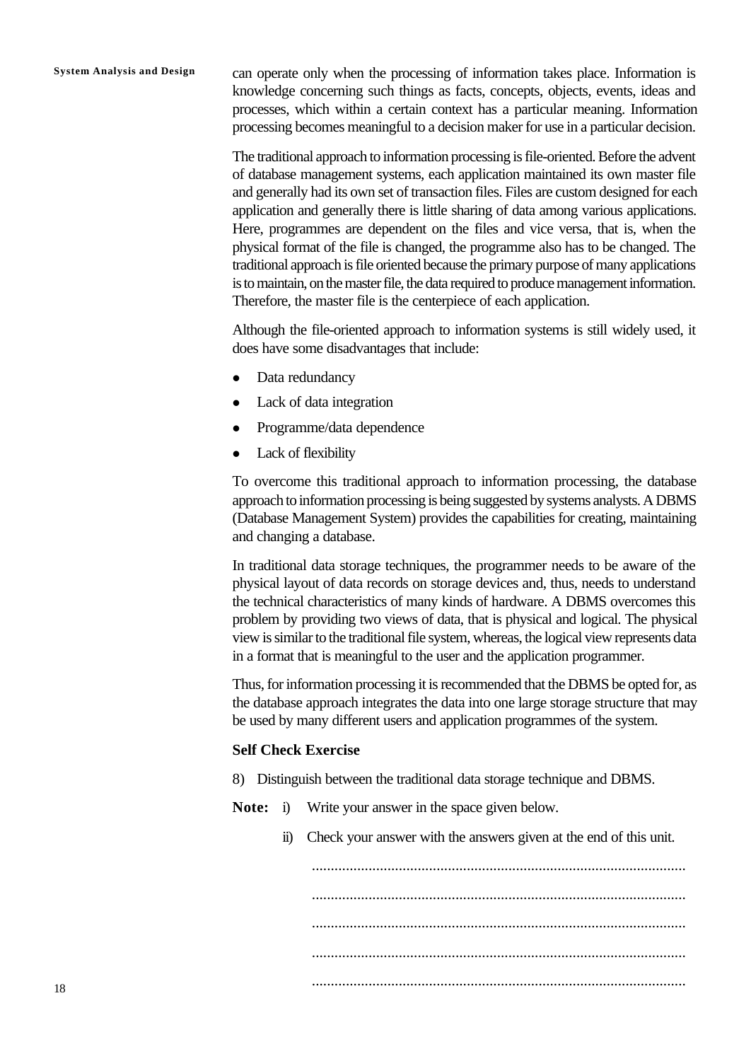can operate only when the processing of information takes place. Information is knowledge concerning such things as facts, concepts, objects, events, ideas and processes, which within a certain context has a particular meaning. Information processing becomes meaningful to a decision maker for use in a particular decision.

The traditional approach to information processing is file-oriented. Before the advent of database management systems, each application maintained its own master file and generally had its own set of transaction files. Files are custom designed for each application and generally there is little sharing of data among various applications. Here, programmes are dependent on the files and vice versa, that is, when the physical format of the file is changed, the programme also has to be changed. The traditional approach is file oriented because the primary purpose of many applications is to maintain, on the master file, the data required to produce management information. Therefore, the master file is the centerpiece of each application.

Although the file-oriented approach to information systems is still widely used, it does have some disadvantages that include:

- Data redundancy
- Lack of data integration
- Programme/data dependence
- Lack of flexibility

To overcome this traditional approach to information processing, the database approach to information processing is being suggested by systems analysts. A DBMS (Database Management System) provides the capabilities for creating, maintaining and changing a database.

In traditional data storage techniques, the programmer needs to be aware of the physical layout of data records on storage devices and, thus, needs to understand the technical characteristics of many kinds of hardware. A DBMS overcomes this problem by providing two views of data, that is physical and logical. The physical view is similar to the traditional file system, whereas, the logical view represents data in a format that is meaningful to the user and the application programmer.

Thus, for information processing it is recommended that the DBMS be opted for, as the database approach integrates the data into one large storage structure that may be used by many different users and application programmes of the system.

**Self Check Exercise**

8) Distinguish between the traditional data storage technique and DBMS.

**Note:** i) Write your answer in the space given below.

ii) Check your answer with the answers given at the end of this unit.

..................................................................................................

..................................................................................................

..................................................................................................

..................................................................................................

..................................................................................................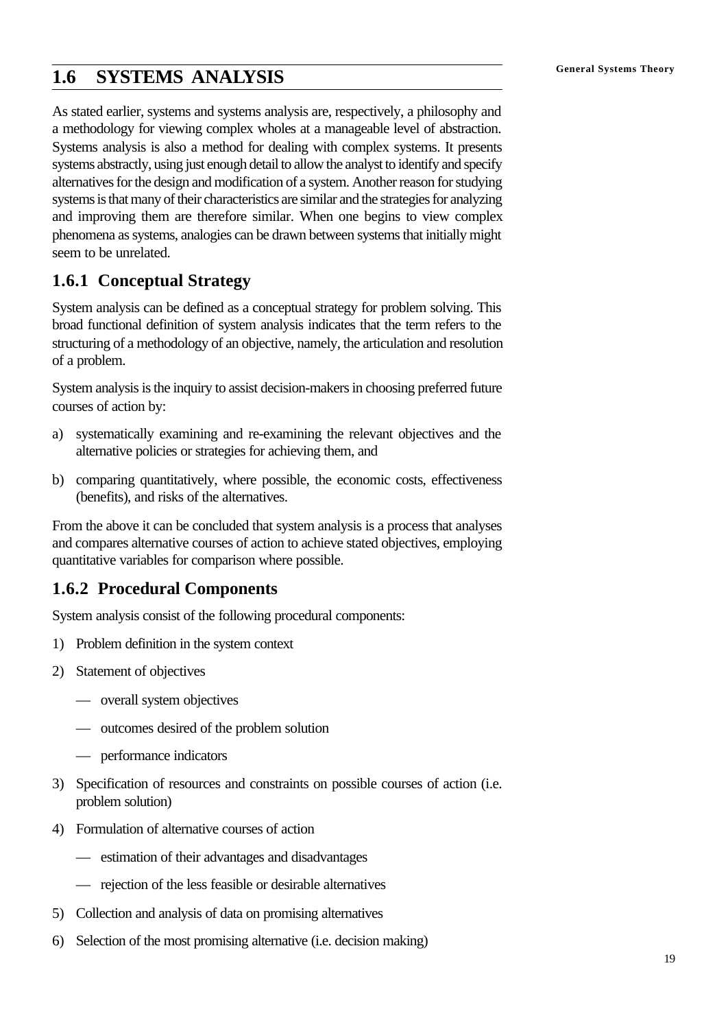## 1.6 SYSTEMS ANALYSIS

As stated earlier, systems and systems analysis are, respectively, a philosophy and a methodology for viewing complex wholes at a manageable level of abstraction. Systems analysis is also a method for dealing with complex systems. It presents systems abstractly, using just enough detail to allow the analyst to identify and specify alternatives for the design and modification of a system. Another reason for studying systems is that many of their characteristics are similar and the strategies for analyzing and improving them are therefore similar. When one begins to view complex phenomena as systems, analogies can be drawn between systems that initially might seem to be unrelated.

### 1.6.1 Conceptual Strategy

System analysis can be defined as a conceptual strategy for problem solving. This broad functional definition of system analysis indicates that the term refers to the structuring of a methodology of an objective, namely, the articulation and resolution of a problem.

System analysis is the inquiry to assist decision-makers in choosing preferred future courses of action by:

a) systematically examining and re-examining the relevant objectives and the alternative policies or strategies for achieving them, and

b) comparing quantitatively, where possible, the economic costs, effectiveness (benefits), and risks of the alternatives.

From the above it can be concluded that system analysis is a process that analyses and compares alternative courses of action to achieve stated objectives, employing quantitative variables for comparison where possible.

### 1.6.2 Procedural Components

System analysis consist of the following procedural components:

1) Problem definition in the system context

2) Statement of objectives

   — overall system objectives

   — outcomes desired of the problem solution

   — performance indicators

3) Specification of resources and constraints on possible courses of action (i.e. problem solution)

4) Formulation of alternative courses of action

   — estimation of their advantages and disadvantages

   — rejection of the less feasible or desirable alternatives

5) Collection and analysis of data on promising alternatives

6) Selection of the most promising alternative (i.e. decision making)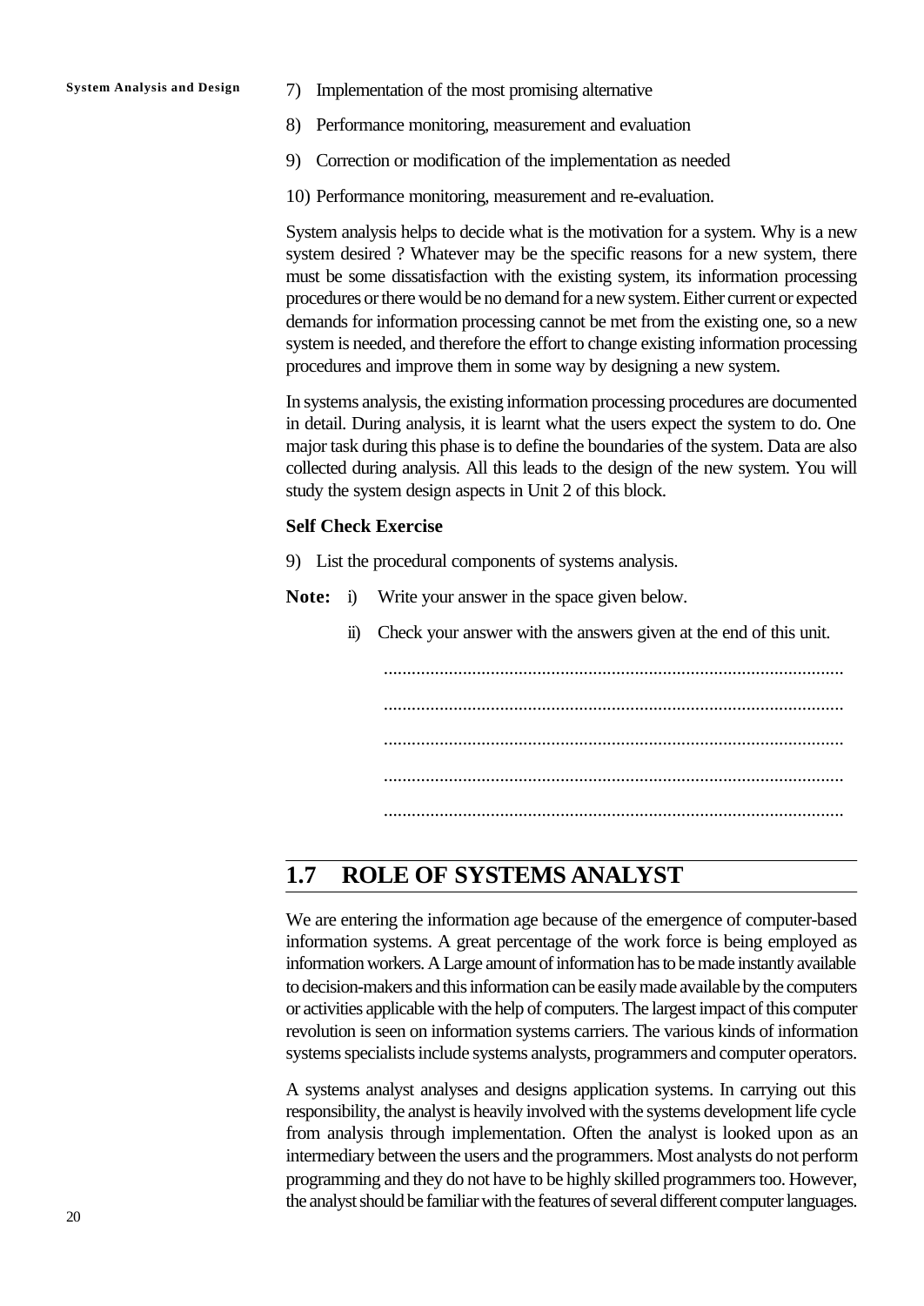7) Implementation of the most promising alternative

8) Performance monitoring, measurement and evaluation

9) Correction or modification of the implementation as needed

10) Performance monitoring, measurement and re-evaluation.

System analysis helps to decide what is the motivation for a system. Why is a new system desired ? Whatever may be the specific reasons for a new system, there must be some dissatisfaction with the existing system, its information processing procedures or there would be no demand for a new system. Either current or expected demands for information processing cannot be met from the existing one, so a new system is needed, and therefore the effort to change existing information processing procedures and improve them in some way by designing a new system.

In systems analysis, the existing information processing procedures are documented in detail. During analysis, it is learnt what the users expect the system to do. One major task during this phase is to define the boundaries of the system. Data are also collected during analysis. All this leads to the design of the new system. You will study the system design aspects in Unit 2 of this block.

**Self Check Exercise**

9) List the procedural components of systems analysis.

**Note:** i) Write your answer in the space given below.

ii) Check your answer with the answers given at the end of this unit.

..................................................................................................

..................................................................................................

..................................................................................................

..................................................................................................

..................................................................................................

## 1.7 ROLE OF SYSTEMS ANALYST

We are entering the information age because of the emergence of computer-based information systems. A great percentage of the work force is being employed as information workers. A Large amount of information has to be made instantly available to decision-makers and this information can be easily made available by the computers or activities applicable with the help of computers. The largest impact of this computer revolution is seen on information systems carriers. The various kinds of information systems specialists include systems analysts, programmers and computer operators.

A systems analyst analyses and designs application systems. In carrying out this responsibility, the analyst is heavily involved with the systems development life cycle from analysis through implementation. Often the analyst is looked upon as an intermediary between the users and the programmers. Most analysts do not perform programming and they do not have to be highly skilled programmers too. However, the analyst should be familiar with the features of several different computer languages.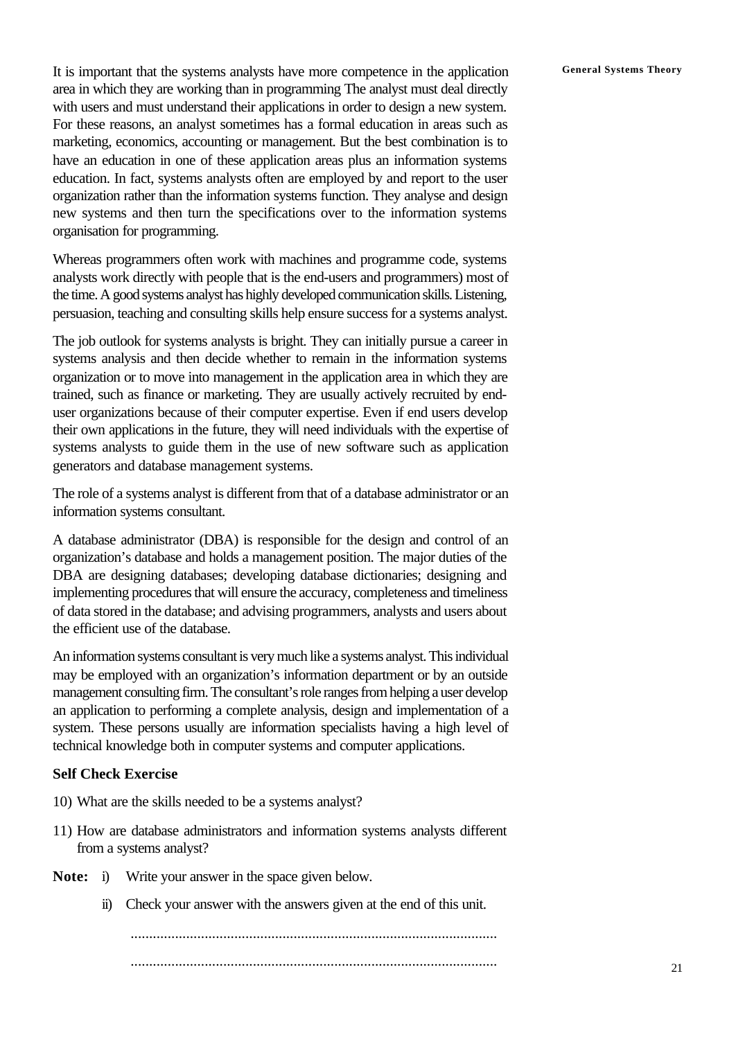It is important that the systems analysts have more competence in the application area in which they are working than in programming The analyst must deal directly with users and must understand their applications in order to design a new system. For these reasons, an analyst sometimes has a formal education in areas such as marketing, economics, accounting or management. But the best combination is to have an education in one of these application areas plus an information systems education. In fact, systems analysts often are employed by and report to the user organization rather than the information systems function. They analyse and design new systems and then turn the specifications over to the information systems organisation for programming.

Whereas programmers often work with machines and programme code, systems analysts work directly with people that is the end-users and programmers) most of the time. A good systems analyst has highly developed communication skills. Listening, persuasion, teaching and consulting skills help ensure success for a systems analyst.

The job outlook for systems analysts is bright. They can initially pursue a career in systems analysis and then decide whether to remain in the information systems organization or to move into management in the application area in which they are trained, such as finance or marketing. They are usually actively recruited by end-user organizations because of their computer expertise. Even if end users develop their own applications in the future, they will need individuals with the expertise of systems analysts to guide them in the use of new software such as application generators and database management systems.

The role of a systems analyst is different from that of a database administrator or an information systems consultant.

A database administrator (DBA) is responsible for the design and control of an organization's database and holds a management position. The major duties of the DBA are designing databases; developing database dictionaries; designing and implementing procedures that will ensure the accuracy, completeness and timeliness of data stored in the database; and advising programmers, analysts and users about the efficient use of the database.

An information systems consultant is very much like a systems analyst. This individual may be employed with an organization's information department or by an outside management consulting firm. The consultant's role ranges from helping a user develop an application to performing a complete analysis, design and implementation of a system. These persons usually are information specialists having a high level of technical knowledge both in computer systems and computer applications.

**Self Check Exercise**

10) What are the skills needed to be a systems analyst?

11) How are database administrators and information systems analysts different from a systems analyst?

**Note:** i) Write your answer in the space given below.

ii) Check your answer with the answers given at the end of this unit.

..................................................................................................

..................................................................................................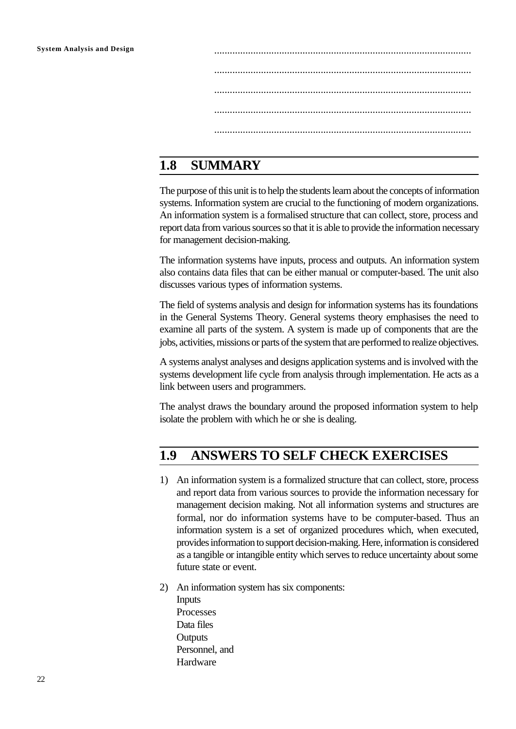..................................................................................................

..................................................................................................

..................................................................................................

..................................................................................................

..................................................................................................

## 1.8 SUMMARY

The purpose of this unit is to help the students learn about the concepts of information systems. Information system are crucial to the functioning of modern organizations. An information system is a formalised structure that can collect, store, process and report data from various sources so that it is able to provide the information necessary for management decision-making.

The information systems have inputs, process and outputs. An information system also contains data files that can be either manual or computer-based. The unit also discusses various types of information systems.

The field of systems analysis and design for information systems has its foundations in the General Systems Theory. General systems theory emphasises the need to examine all parts of the system. A system is made up of components that are the jobs, activities, missions or parts of the system that are performed to realize objectives.

A systems analyst analyses and designs application systems and is involved with the systems development life cycle from analysis through implementation. He acts as a link between users and programmers.

The analyst draws the boundary around the proposed information system to help isolate the problem with which he or she is dealing.

## 1.9 ANSWERS TO SELF CHECK EXERCISES

1) An information system is a formalized structure that can collect, store, process and report data from various sources to provide the information necessary for management decision making. Not all information systems and structures are formal, nor do information systems have to be computer-based. Thus an information system is a set of organized procedures which, when executed, provides information to support decision-making. Here, information is considered as a tangible or intangible entity which serves to reduce uncertainty about some future state or event.

2) An information system has six components:
   Inputs
   Processes
   Data files
   Outputs
   Personnel, and
   Hardware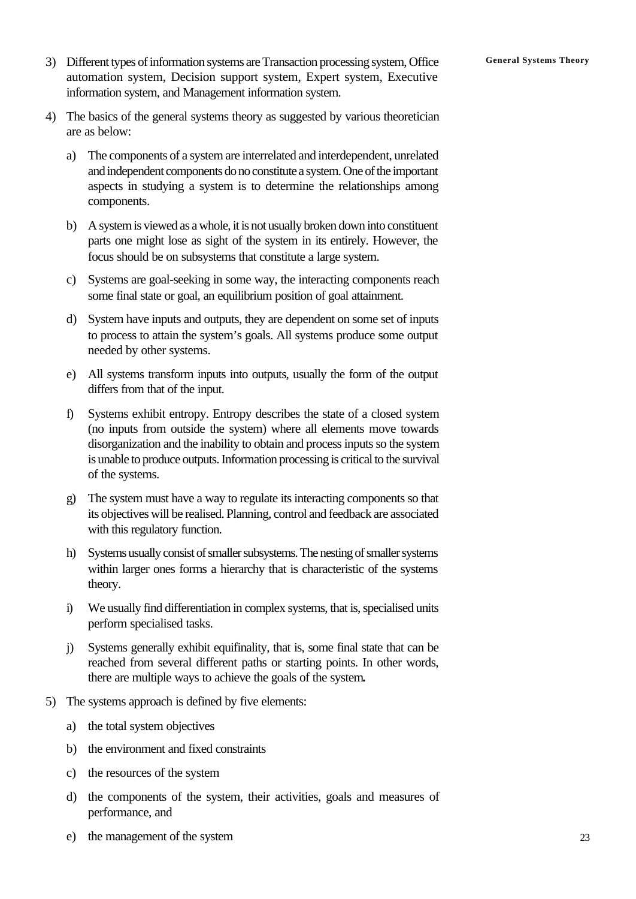3) Different types of information systems are Transaction processing system, Office automation system, Decision support system, Expert system, Executive information system, and Management information system.

4) The basics of the general systems theory as suggested by various theoretician are as below:

   a) The components of a system are interrelated and interdependent, unrelated and independent components do no constitute a system. One of the important aspects in studying a system is to determine the relationships among components.

   b) A system is viewed as a whole, it is not usually broken down into constituent parts one might lose as sight of the system in its entirely. However, the focus should be on subsystems that constitute a large system.

   c) Systems are goal-seeking in some way, the interacting components reach some final state or goal, an equilibrium position of goal attainment.

   d) System have inputs and outputs, they are dependent on some set of inputs to process to attain the system's goals. All systems produce some output needed by other systems.

   e) All systems transform inputs into outputs, usually the form of the output differs from that of the input.

   f) Systems exhibit entropy. Entropy describes the state of a closed system (no inputs from outside the system) where all elements move towards disorganization and the inability to obtain and process inputs so the system is unable to produce outputs. Information processing is critical to the survival of the systems.

   g) The system must have a way to regulate its interacting components so that its objectives will be realised. Planning, control and feedback are associated with this regulatory function.

   h) Systems usually consist of smaller subsystems. The nesting of smaller systems within larger ones forms a hierarchy that is characteristic of the systems theory.

   i) We usually find differentiation in complex systems, that is, specialised units perform specialised tasks.

   j) Systems generally exhibit equifinality, that is, some final state that can be reached from several different paths or starting points. In other words, there are multiple ways to achieve the goals of the system.

5) The systems approach is defined by five elements:

   a) the total system objectives

   b) the environment and fixed constraints

   c) the resources of the system

   d) the components of the system, their activities, goals and measures of performance, and

   e) the management of the system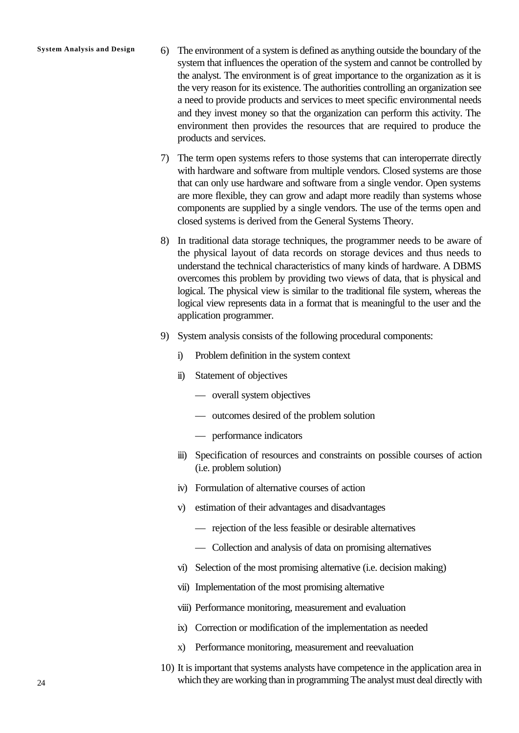6) The environment of a system is defined as anything outside the boundary of the system that influences the operation of the system and cannot be controlled by the analyst. The environment is of great importance to the organization as it is the very reason for its existence. The authorities controlling an organization see a need to provide products and services to meet specific environmental needs and they invest money so that the organization can perform this activity. The environment then provides the resources that are required to produce the products and services.

7) The term open systems refers to those systems that can interoperrate directly with hardware and software from multiple vendors. Closed systems are those that can only use hardware and software from a single vendor. Open systems are more flexible, they can grow and adapt more readily than systems whose components are supplied by a single vendors. The use of the terms open and closed systems is derived from the General Systems Theory.

8) In traditional data storage techniques, the programmer needs to be aware of the physical layout of data records on storage devices and thus needs to understand the technical characteristics of many kinds of hardware. A DBMS overcomes this problem by providing two views of data, that is physical and logical. The physical view is similar to the traditional file system, whereas the logical view represents data in a format that is meaningful to the user and the application programmer.

9) System analysis consists of the following procedural components:

   i) Problem definition in the system context

   ii) Statement of objectives

      — overall system objectives

      — outcomes desired of the problem solution

      — performance indicators

   iii) Specification of resources and constraints on possible courses of action (i.e. problem solution)

   iv) Formulation of alternative courses of action

   v) estimation of their advantages and disadvantages

      — rejection of the less feasible or desirable alternatives

      — Collection and analysis of data on promising alternatives

   vi) Selection of the most promising alternative (i.e. decision making)

   vii) Implementation of the most promising alternative

   viii) Performance monitoring, measurement and evaluation

   ix) Correction or modification of the implementation as needed

   x) Performance monitoring, measurement and reevaluation

10) It is important that systems analysts have competence in the application area in which they are working than in programming The analyst must deal directly with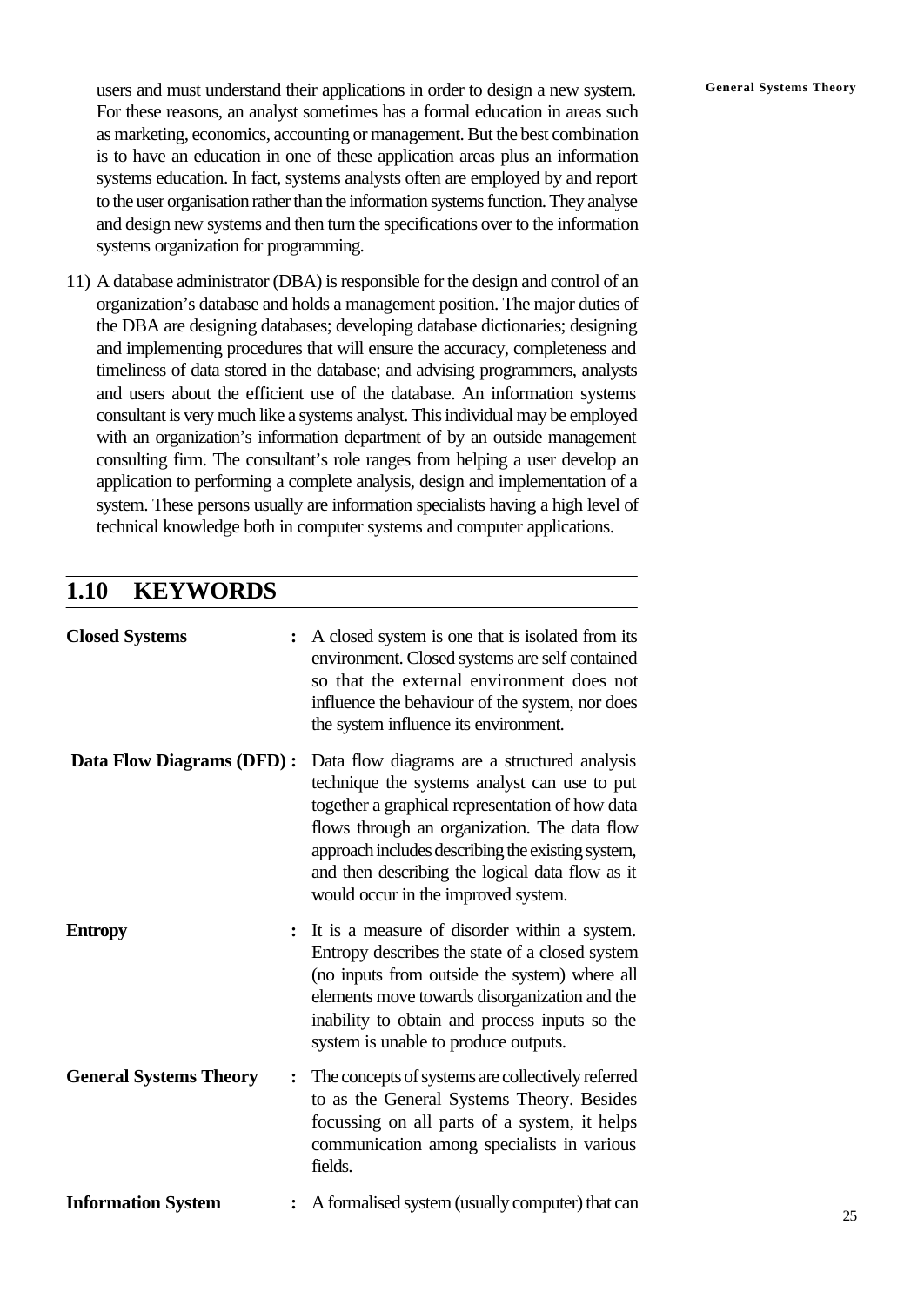users and must understand their applications in order to design a new system. For these reasons, an analyst sometimes has a formal education in areas such as marketing, economics, accounting or management. But the best combination is to have an education in one of these application areas plus an information systems education. In fact, systems analysts often are employed by and report to the user organisation rather than the information systems function. They analyse and design new systems and then turn the specifications over to the information systems organization for programming.

11) A database administrator (DBA) is responsible for the design and control of an organization's database and holds a management position. The major duties of the DBA are designing databases; developing database dictionaries; designing and implementing procedures that will ensure the accuracy, completeness and timeliness of data stored in the database; and advising programmers, analysts and users about the efficient use of the database. An information systems consultant is very much like a systems analyst. This individual may be employed with an organization's information department of by an outside management consulting firm. The consultant's role ranges from helping a user develop an application to performing a complete analysis, design and implementation of a system. These persons usually are information specialists having a high level of technical knowledge both in computer systems and computer applications.

## 1.10 KEYWORDS

**Closed Systems** : A closed system is one that is isolated from its environment. Closed systems are self contained so that the external environment does not influence the behaviour of the system, nor does the system influence its environment.

**Data Flow Diagrams (DFD)** : Data flow diagrams are a structured analysis technique the systems analyst can use to put together a graphical representation of how data flows through an organization. The data flow approach includes describing the existing system, and then describing the logical data flow as it would occur in the improved system.

**Entropy** : It is a measure of disorder within a system. Entropy describes the state of a closed system (no inputs from outside the system) where all elements move towards disorganization and the inability to obtain and process inputs so the system is unable to produce outputs.

**General Systems Theory** : The concepts of systems are collectively referred to as the General Systems Theory. Besides focussing on all parts of a system, it helps communication among specialists in various fields.

**Information System** : A formalised system (usually computer) that can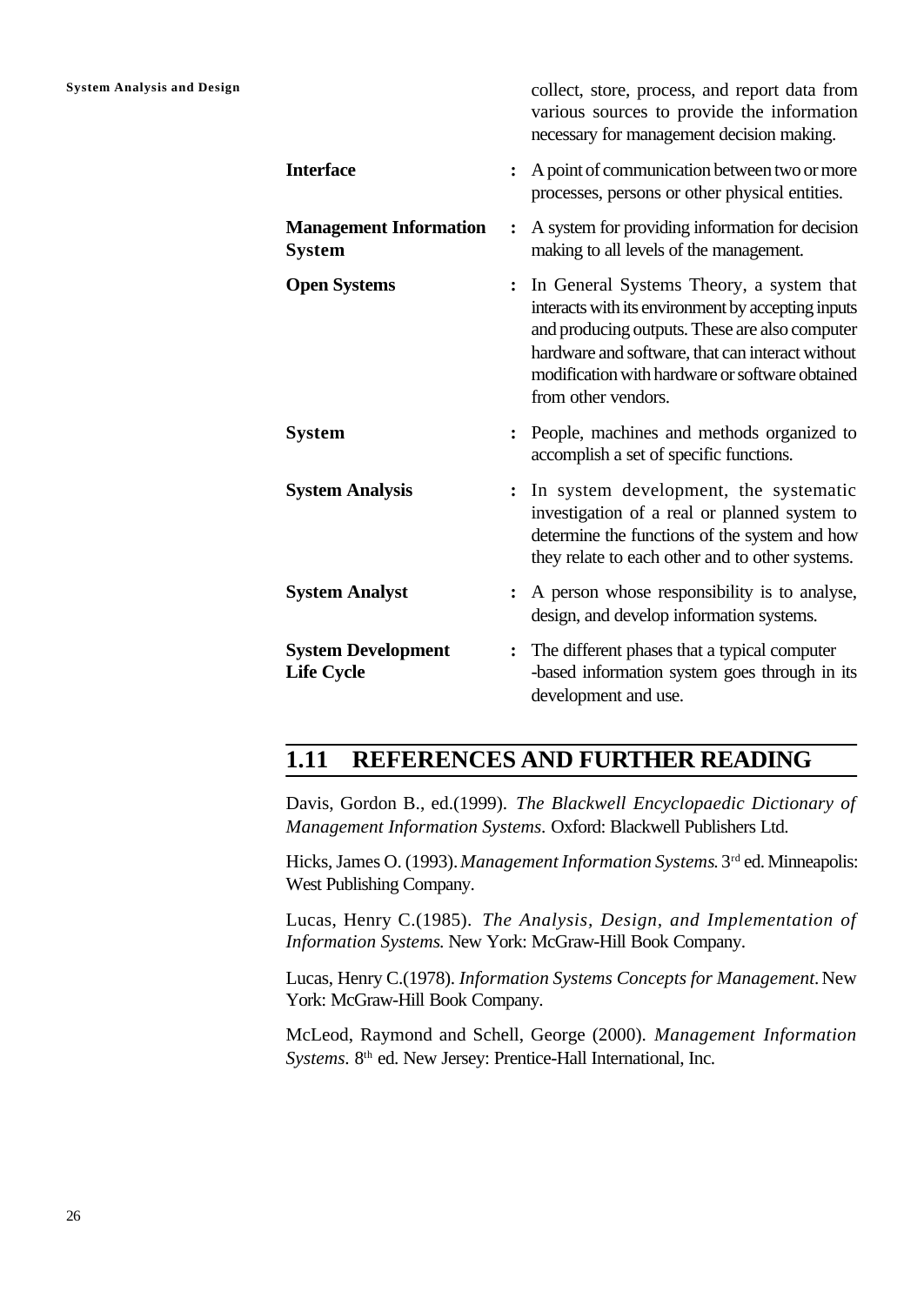collect, store, process, and report data from various sources to provide the information necessary for management decision making.

| | | |
|---|---|---|
| **Interface** | : | A point of communication between two or more processes, persons or other physical entities. |
| **Management Information System** | : | A system for providing information for decision making to all levels of the management. |
| **Open Systems** | : | In General Systems Theory, a system that interacts with its environment by accepting inputs and producing outputs. These are also computer hardware and software, that can interact without modification with hardware or software obtained from other vendors. |
| **System** | : | People, machines and methods organized to accomplish a set of specific functions. |
| **System Analysis** | : | In system development, the systematic investigation of a real or planned system to determine the functions of the system and how they relate to each other and to other systems. |
| **System Analyst** | : | A person whose responsibility is to analyse, design, and develop information systems. |
| **System Development Life Cycle** | : | The different phases that a typical computer -based information system goes through in its development and use. |

## 1.11 REFERENCES AND FURTHER READING

Davis, Gordon B., ed.(1999). *The Blackwell Encyclopaedic Dictionary of Management Information Systems*. Oxford: Blackwell Publishers Ltd.

Hicks, James O. (1993). *Management Information Systems*. 3rd ed. Minneapolis: West Publishing Company.

Lucas, Henry C.(1985). *The Analysis, Design, and Implementation of Information Systems*. New York: McGraw-Hill Book Company.

Lucas, Henry C.(1978). *Information Systems Concepts for Management*. New York: McGraw-Hill Book Company.

McLeod, Raymond and Schell, George (2000). *Management Information Systems*. 8th ed. New Jersey: Prentice-Hall International, Inc.